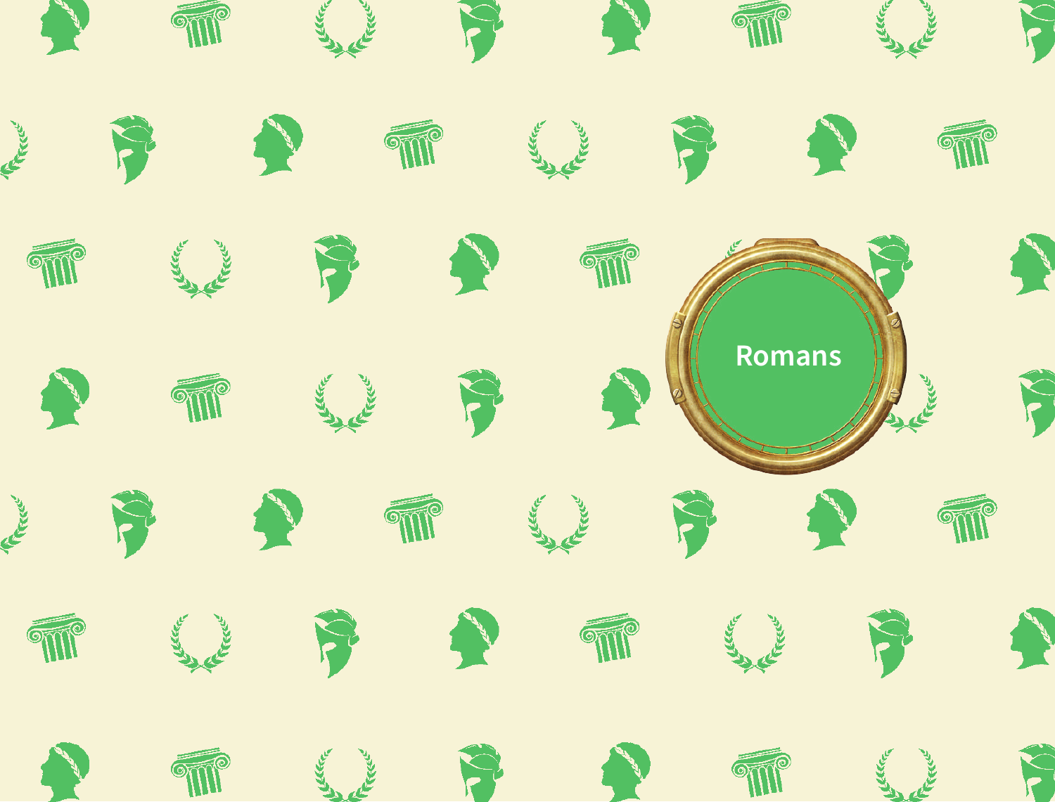# Romans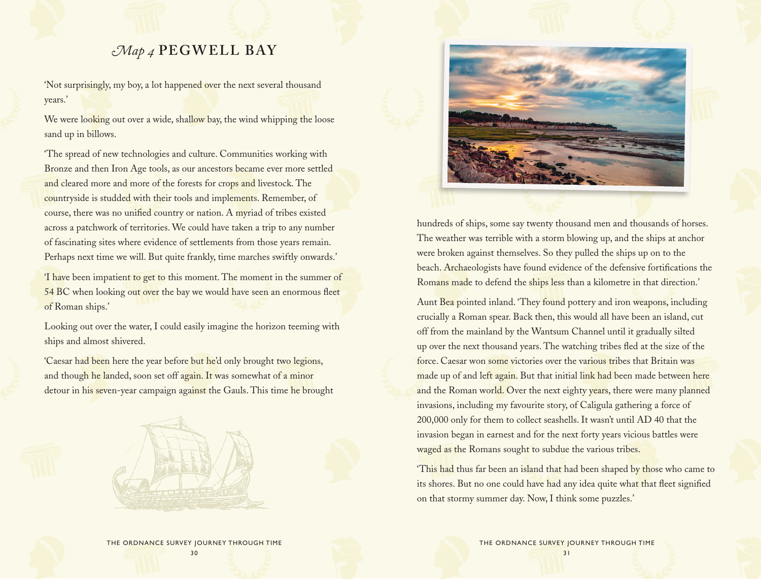## *Map 4* PEGWELL BAY

'Not surprisingly, my boy, a lot happened over the next several thousand years.'

We were looking out over a wide, shallow bay, the wind whipping the loose sand up in billows.

'The spread of new technologies and culture. Communities working with Bronze and then Iron Age tools, as our ancestors became ever more settled and cleared more and more of the forests for crops and livestock. The countryside is studded with their tools and implements. Remember, of course, there was no unified country or nation. A myriad of tribes existed across a patchwork of territories. We could have taken a trip to any number of fascinating sites where evidence of settlements from those years remain. Perhaps next time we will. But quite frankly, time marches swiftly onwards.'

'I have been impatient to get to this moment. The moment in the summer of 54 BC when looking out over the bay we would have seen an enormous fleet of Roman ships.'

Looking out over the water, I could easily imagine the horizon teeming with ships and almost shivered.

'Caesar had been here the year before but he'd only brought two legions, and though he landed, soon set off again. It was somewhat of a minor detour in his seven-year campaign against the Gauls. This time he brought hundreds of ships, some say twenty thousand men and thousands of horses. The weather was terrible with a storm blowing up, and the ships at anchor were broken against themselves. So they pulled the ships up on to the beach. Archaeologists have found evidence of the defensive fortifications the Romans made to defend the ships less than a kilometre in that direction.'

Aunt Bea pointed inland. 'They found pottery and iron weapons, including crucially a Roman spear. Back then, this would all have been an island, cut off from the mainland by the Wantsum Channel until it gradually silted up over the next thousand years. The watching tribes fled at the size of the force. Caesar won some victories over the various tribes that Britain was made up of and left again. But that initial link had been made between here and the Roman world. Over the next eighty years, there were many planned invasions, including my favourite story, of Caligula gathering a force of 200,000 only for them to collect seashells. It wasn't until AD 40 that the invasion began in earnest and for the next forty years vicious battles were waged as the Romans sought to subdue the various tribes.

'This had thus far been an island that had been shaped by those who came to its shores. But no one could have had any idea quite what that fleet signified on that stormy summer day. Now, I think some puzzles.'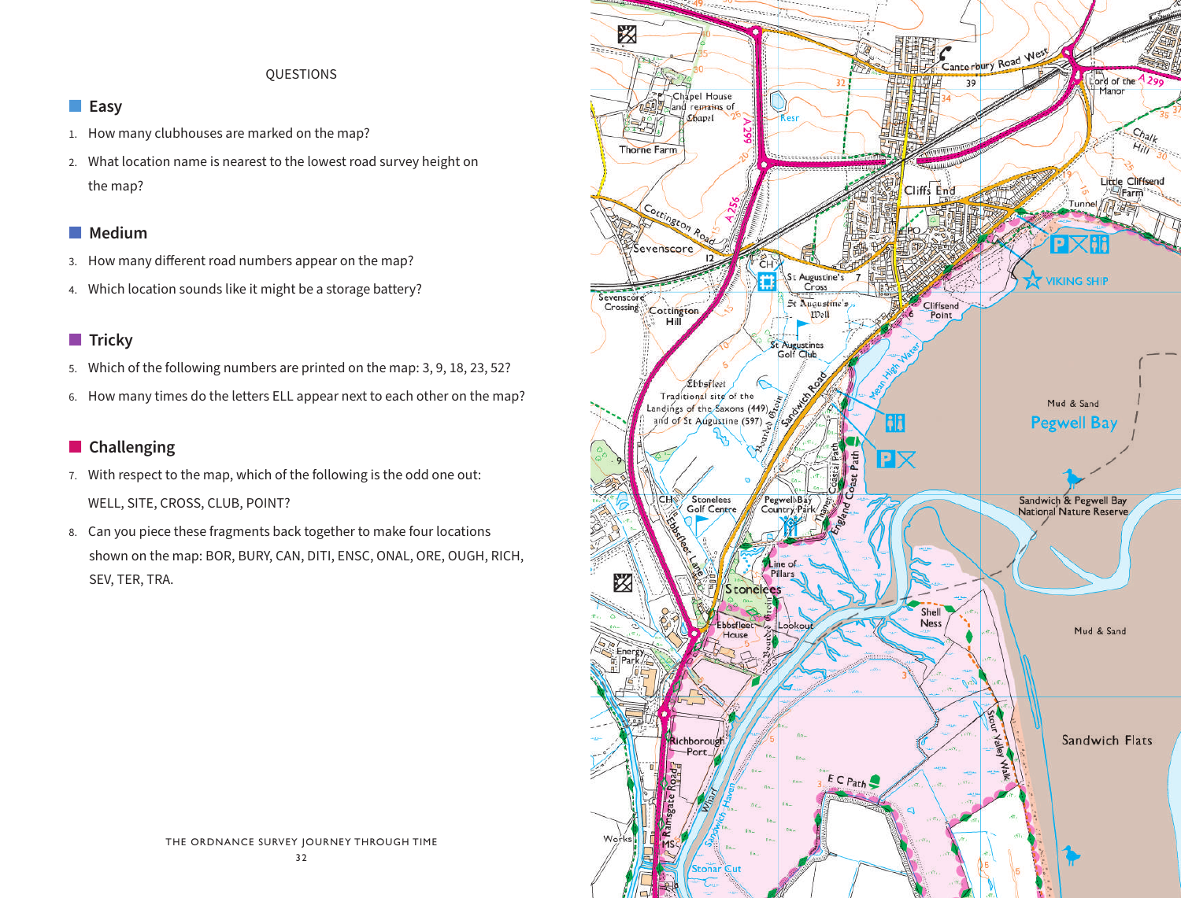QUESTIONS

## Easy

1. How many clubhouses are marked on the map?
2. What location name is nearest to the lowest road survey height on the map?

## Medium

3. How many different road numbers appear on the map?
4. Which location sounds like it might be a storage battery?

## Tricky

5. Which of the following numbers are printed on the map: 3, 9, 18, 23, 52?
6. How many times do the letters ELL appear next to each other on the map?

## Challenging

7. With respect to the map, which of the following is the odd one out:

   WELL, SITE, CROSS, CLUB, POINT?
8. Can you piece these fragments back together to make four locations shown on the map: BOR, BURY, CAN, DITI, ENSC, ONAL, ORE, OUGH, RICH, SEV, TER, TRA.